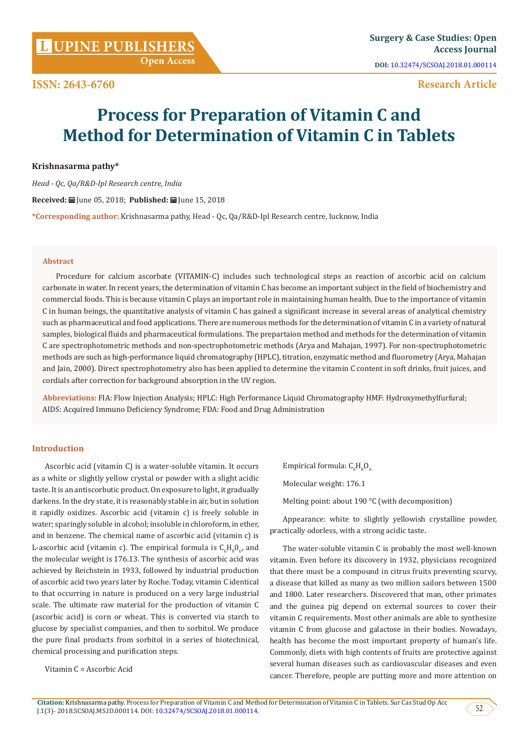ISSN: 2643-6760

Research Article

# Process for Preparation of Vitamin C and Method for Determination of Vitamin C in Tablets

**Krishnasarma pathy***

*Head - Qc, Qa/R&D-Ipl Research centre, India*

**Received:** June 05, 2018; **Published:** June 15, 2018

***Corresponding author:** Krishnasarma pathy, Head - Qc, Qa/R&D-Ipl Research centre, lucknow, India

### Abstract

Procedure for calcium ascorbate (VITAMIN-C) includes such technological steps as reaction of ascorbic acid on calcium carbonate in water. In recent years, the determination of vitamin C has become an important subject in the field of biochemistry and commercial foods. This is because vitamin C plays an important role in maintaining human health. Due to the importance of vitamin C in human beings, the quantitative analysis of vitamin C has gained a significant increase in several areas of analytical chemistry such as pharmaceutical and food applications. There are numerous methods for the determination of vitamin C in a variety of natural samples, biological fluids and pharmaceutical formulations. The prepartaion method and methods for the determination of vitamin C are spectrophotometric methods and non-spectrophotometric methods (Arya and Mahajan, 1997). For non-spectrophotometric methods are such as high-performance liquid chromatography (HPLC), titration, enzymatic method and fluorometry (Arya, Mahajan and Jain, 2000). Direct spectrophotometry also has been applied to determine the vitamin C content in soft drinks, fruit juices, and cordials after correction for background absorption in the UV region.

**Abbreviations**: FIA: Flow Injection Analysis; HPLC: High Performance Liquid Chromatography HMF: Hydroxymethylfurfural; AIDS: Acquired Immuno Deficiency Syndrome; FDA: Food and Drug Administration

## Introduction

Ascorbic acid (vitamin C) is a water-soluble vitamin. It occurs as a white or slightly yellow crystal or powder with a slight acidic taste. It is an antiscorbutic product. On exposure to light, it gradually darkens. In the dry state, it is reasonably stable in air, but in solution it rapidly oxidizes. Ascorbic acid (vitamin c) is freely soluble in water; sparingly soluble in alcohol; insoluble in chloroform, in ether, and in benzene. The chemical name of ascorbic acid (vitamin c) is L-ascorbic acid (vitamin c). The empirical formula is $C_6H_80_6$, and the molecular weight is 176.13. The synthesis of ascorbic acid was achieved by Reichstein in 1933, followed by industrial production of ascorbic acid two years later by Roche. Today, vitamin C identical to that occurring in nature is produced on a very large industrial scale. The ultimate raw material for the production of vitamin C (ascorbic acid) is corn or wheat. This is converted via starch to glucose by specialist companies, and then to sorbitol. We produce the pure final products from sorbitol in a series of biotechnical, chemical processing and purification steps.

Vitamin C = Ascorbic Acid

Empirical formula: $C_6H_8O_6$

Molecular weight: 176.1

Melting point: about 190 °C (with decomposition)

Appearance: white to slightly yellowish crystalline powder, practically odorless, with a strong acidic taste.

The water-soluble vitamin C is probably the most well-known vitamin. Even before its discovery in 1932, physicians recognized that there must be a compound in citrus fruits preventing scurvy, a disease that killed as many as two million sailors between 1500 and 1800. Later researchers. Discovered that man, other primates and the guinea pig depend on external sources to cover their vitamin C requirements. Most other animals are able to synthesize vitamin C from glucose and galactose in their bodies. Nowadays, health has become the most important property of human's life. Commonly, diets with high contents of fruits are protective against several human diseases such as cardiovascular diseases and even cancer. Therefore, people are putting more and more attention on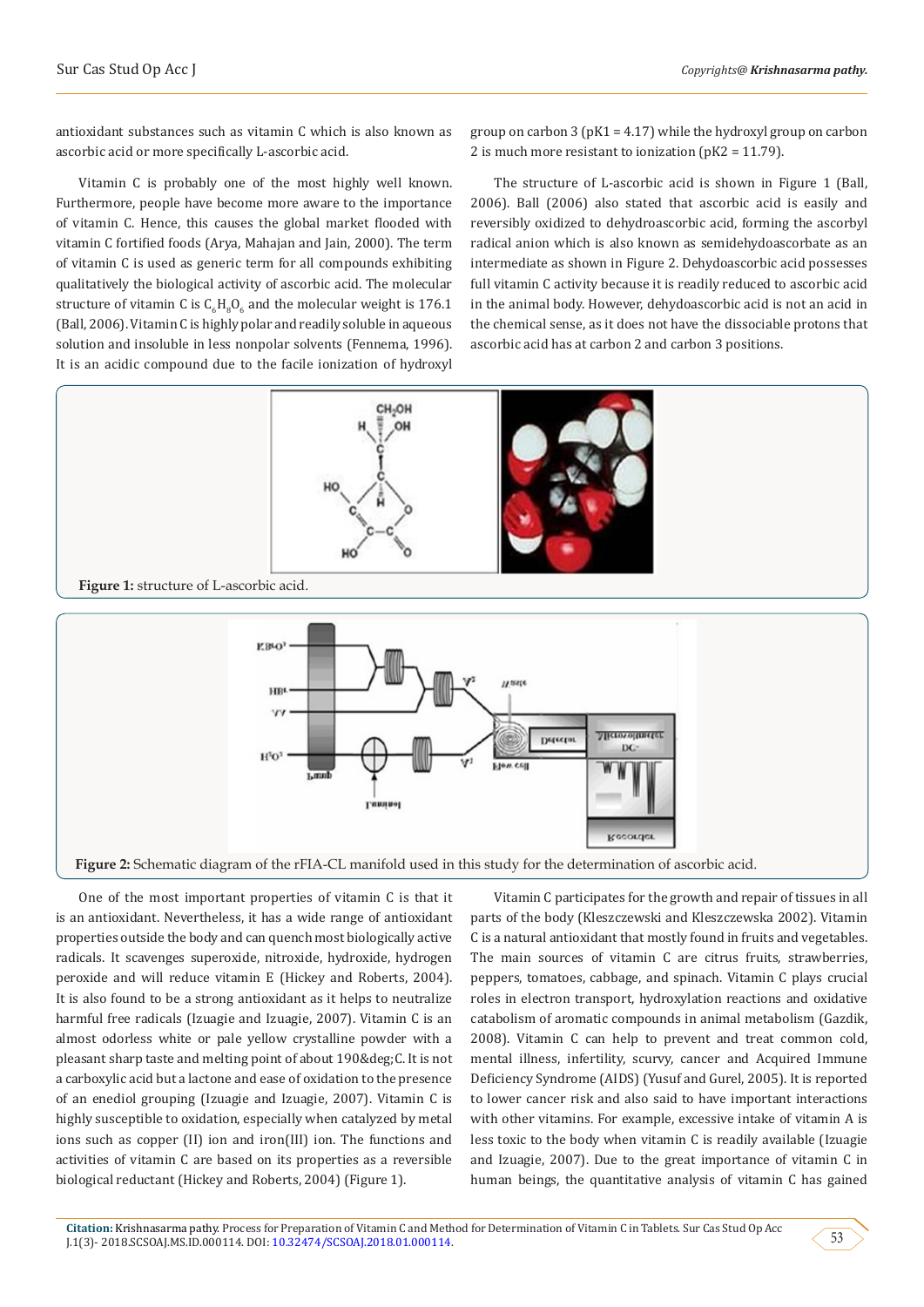antioxidant substances such as vitamin C which is also known as ascorbic acid or more specifically L-ascorbic acid.

Vitamin C is probably one of the most highly well known. Furthermore, people have become more aware to the importance of vitamin C. Hence, this causes the global market flooded with vitamin C fortified foods (Arya, Mahajan and Jain, 2000). The term of vitamin C is used as generic term for all compounds exhibiting qualitatively the biological activity of ascorbic acid. The molecular structure of vitamin C is $C_6H_8O_6$ and the molecular weight is 176.1 (Ball, 2006). Vitamin C is highly polar and readily soluble in aqueous solution and insoluble in less nonpolar solvents (Fennema, 1996). It is an acidic compound due to the facile ionization of hydroxyl group on carbon 3 (pK1 = 4.17) while the hydroxyl group on carbon 2 is much more resistant to ionization (pK2 = 11.79).

The structure of L-ascorbic acid is shown in Figure 1 (Ball, 2006). Ball (2006) also stated that ascorbic acid is easily and reversibly oxidized to dehydroascorbic acid, forming the ascorbyl radical anion which is also known as semidehydoascorbate as an intermediate as shown in Figure 2. Dehydoascorbic acid possesses full vitamin C activity because it is readily reduced to ascorbic acid in the animal body. However, dehydoascorbic acid is not an acid in the chemical sense, as it does not have the dissociable protons that ascorbic acid has at carbon 2 and carbon 3 positions.

**Figure 1:** structure of L-ascorbic acid.

**Figure 2:** Schematic diagram of the rFIA-CL manifold used in this study for the determination of ascorbic acid.

One of the most important properties of vitamin C is that it is an antioxidant. Nevertheless, it has a wide range of antioxidant properties outside the body and can quench most biologically active radicals. It scavenges superoxide, nitroxide, hydroxide, hydrogen peroxide and will reduce vitamin E (Hickey and Roberts, 2004). It is also found to be a strong antioxidant as it helps to neutralize harmful free radicals (Izuagie and Izuagie, 2007). Vitamin C is an almost odorless white or pale yellow crystalline powder with a pleasant sharp taste and melting point of about 190&deg;C. It is not a carboxylic acid but a lactone and ease of oxidation to the presence of an enediol grouping (Izuagie and Izuagie, 2007). Vitamin C is highly susceptible to oxidation, especially when catalyzed by metal ions such as copper (II) ion and iron(III) ion. The functions and activities of vitamin C are based on its properties as a reversible biological reductant (Hickey and Roberts, 2004) (Figure 1).

Vitamin C participates for the growth and repair of tissues in all parts of the body (Kleszczewski and Kleszczewska 2002). Vitamin C is a natural antioxidant that mostly found in fruits and vegetables. The main sources of vitamin C are citrus fruits, strawberries, peppers, tomatoes, cabbage, and spinach. Vitamin C plays crucial roles in electron transport, hydroxylation reactions and oxidative catabolism of aromatic compounds in animal metabolism (Gazdik, 2008). Vitamin C can help to prevent and treat common cold, mental illness, infertility, scurvy, cancer and Acquired Immune Deficiency Syndrome (AIDS) (Yusuf and Gurel, 2005). It is reported to lower cancer risk and also said to have important interactions with other vitamins. For example, excessive intake of vitamin A is less toxic to the body when vitamin C is readily available (Izuagie and Izuagie, 2007). Due to the great importance of vitamin C in human beings, the quantitative analysis of vitamin C has gained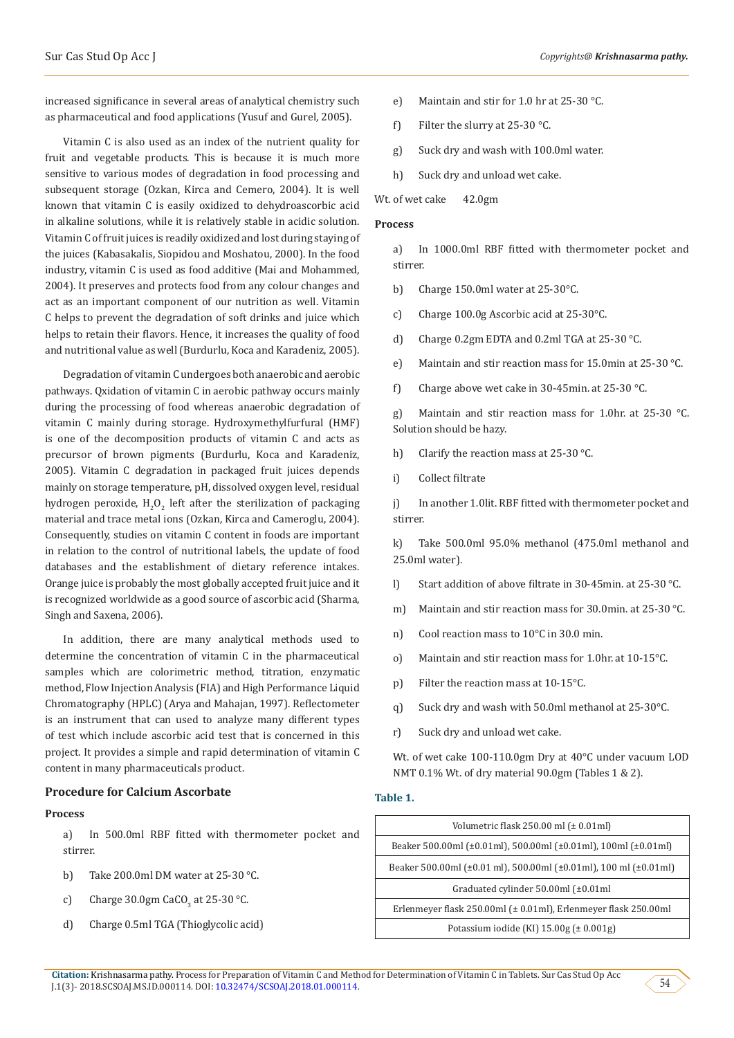increased significance in several areas of analytical chemistry such as pharmaceutical and food applications (Yusuf and Gurel, 2005).

Vitamin C is also used as an index of the nutrient quality for fruit and vegetable products. This is because it is much more sensitive to various modes of degradation in food processing and subsequent storage (Ozkan, Kirca and Cemero, 2004). It is well known that vitamin C is easily oxidized to dehydroascorbic acid in alkaline solutions, while it is relatively stable in acidic solution. Vitamin C of fruit juices is readily oxidized and lost during staying of the juices (Kabasakalis, Siopidou and Moshatou, 2000). In the food industry, vitamin C is used as food additive (Mai and Mohammed, 2004). It preserves and protects food from any colour changes and act as an important component of our nutrition as well. Vitamin C helps to prevent the degradation of soft drinks and juice which helps to retain their flavors. Hence, it increases the quality of food and nutritional value as well (Burdurlu, Koca and Karadeniz, 2005).

Degradation of vitamin C undergoes both anaerobic and aerobic pathways. Qxidation of vitamin C in aerobic pathway occurs mainly during the processing of food whereas anaerobic degradation of vitamin C mainly during storage. Hydroxymethylfurfural (HMF) is one of the decomposition products of vitamin C and acts as precursor of brown pigments (Burdurlu, Koca and Karadeniz, 2005). Vitamin C degradation in packaged fruit juices depends mainly on storage temperature, pH, dissolved oxygen level, residual hydrogen peroxide, $H_2O_2$ left after the sterilization of packaging material and trace metal ions (Ozkan, Kirca and Cameroglu, 2004). Consequently, studies on vitamin C content in foods are important in relation to the control of nutritional labels, the update of food databases and the establishment of dietary reference intakes. Orange juice is probably the most globally accepted fruit juice and it is recognized worldwide as a good source of ascorbic acid (Sharma, Singh and Saxena, 2006).

In addition, there are many analytical methods used to determine the concentration of vitamin C in the pharmaceutical samples which are colorimetric method, titration, enzymatic method, Flow Injection Analysis (FIA) and High Performance Liquid Chromatography (HPLC) (Arya and Mahajan, 1997). Reflectometer is an instrument that can used to analyze many different types of test which include ascorbic acid test that is concerned in this project. It provides a simple and rapid determination of vitamin C content in many pharmaceuticals product.

## Procedure for Calcium Ascorbate

### Process

a) In 500.0ml RBF fitted with thermometer pocket and stirrer.

b) Take 200.0ml DM water at 25-30 °C.

c) Charge 30.0gm $CaCO_3$ at 25-30 °C.

d) Charge 0.5ml TGA (Thioglycolic acid)

e) Maintain and stir for 1.0 hr at 25-30 °C.

f) Filter the slurry at 25-30 °C.

g) Suck dry and wash with 100.0ml water.

h) Suck dry and unload wet cake.

Wt. of wet cake 42.0gm

### Process

a) In 1000.0ml RBF fitted with thermometer pocket and stirrer.

b) Charge 150.0ml water at 25-30°C.

c) Charge 100.0g Ascorbic acid at 25-30°C.

d) Charge 0.2gm EDTA and 0.2ml TGA at 25-30 °C.

e) Maintain and stir reaction mass for 15.0min at 25-30 °C.

f) Charge above wet cake in 30-45min. at 25-30 °C.

g) Maintain and stir reaction mass for 1.0hr. at 25-30 °C. Solution should be hazy.

h) Clarify the reaction mass at 25-30 °C.

i) Collect filtrate

j) In another 1.0lit. RBF fitted with thermometer pocket and stirrer.

k) Take 500.0ml 95.0% methanol (475.0ml methanol and 25.0ml water).

l) Start addition of above filtrate in 30-45min. at 25-30 °C.

m) Maintain and stir reaction mass for 30.0min. at 25-30 °C.

n) Cool reaction mass to 10°C in 30.0 min.

o) Maintain and stir reaction mass for 1.0hr. at 10-15°C.

p) Filter the reaction mass at 10-15°C.

q) Suck dry and wash with 50.0ml methanol at 25-30°C.

r) Suck dry and unload wet cake.

Wt. of wet cake 100-110.0gm Dry at 40°C under vacuum LOD NMT 0.1% Wt. of dry material 90.0gm (Tables 1 & 2).

**Table 1.**

| Volumetric flask 250.00 ml (± 0.01ml) |
|---|
| Beaker 500.00ml (±0.01ml), 500.00ml (±0.01ml), 100ml (±0.01ml) |
| Beaker 500.00ml (±0.01 ml), 500.00ml (±0.01ml), 100 ml (±0.01ml) |
| Graduated cylinder 50.00ml (±0.01ml |
| Erlenmeyer flask 250.00ml (± 0.01ml), Erlenmeyer flask 250.00ml |
| Potassium iodide (KI) 15.00g (± 0.001g) |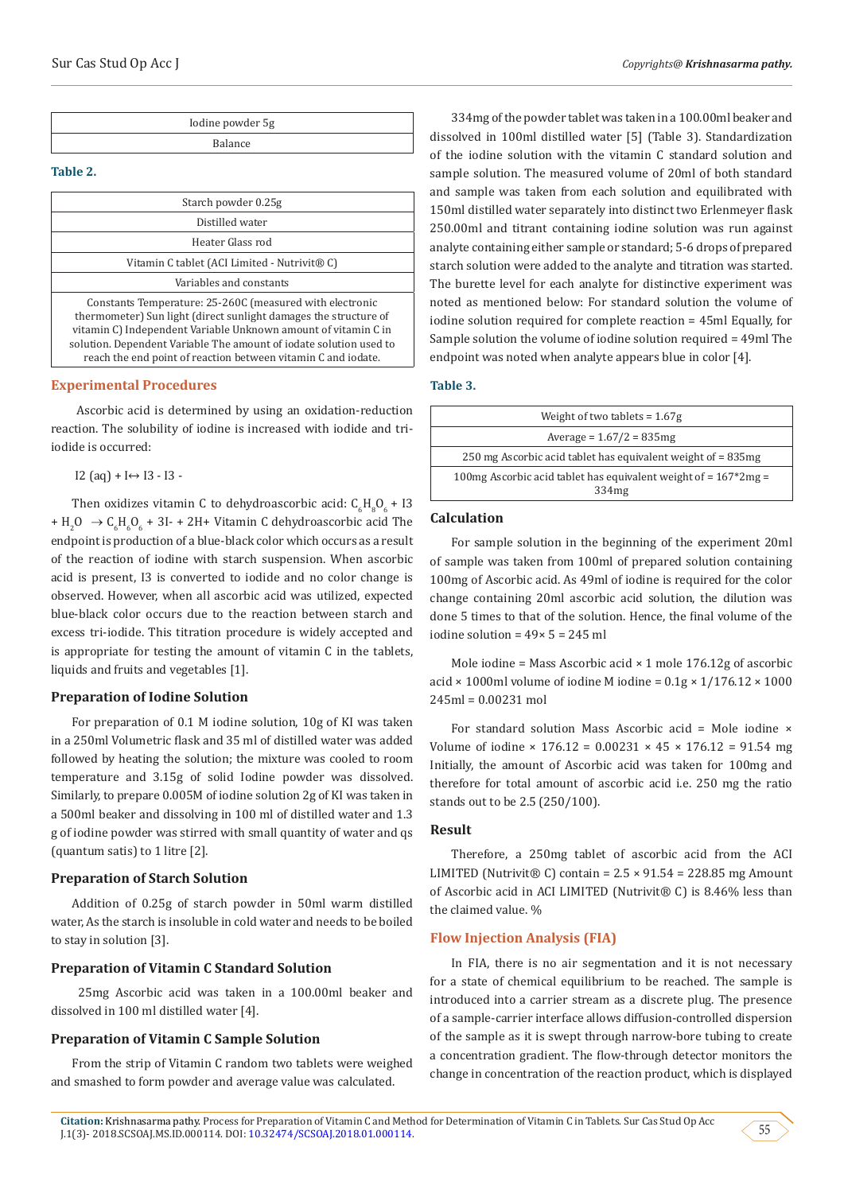| Iodine powder 5g |
| --- |
| Balance |

**Table 2.**

| Starch powder 0.25g |
| --- |
| Distilled water |
| Heater Glass rod |
| Vitamin C tablet (ACI Limited - Nutrivit® C) |
| Variables and constants |
| Constants Temperature: 25-260C (measured with electronic thermometer) Sun light (direct sunlight damages the structure of vitamin C) Independent Variable Unknown amount of vitamin C in solution. Dependent Variable The amount of iodate solution used to reach the end point of reaction between vitamin C and iodate. |

## Experimental Procedures

Ascorbic acid is determined by using an oxidation-reduction reaction. The solubility of iodine is increased with iodide and tri-iodide is occurred:

I2 (aq) + I↔ I3 - I3 -

Then oxidizes vitamin C to dehydroascorbic acid: $C_6H_8O_6$ + I3 + $H_2O$ → $C_6H_6O_6$ + 3I- + 2H+ Vitamin C dehydroascorbic acid The endpoint is production of a blue-black color which occurs as a result of the reaction of iodine with starch suspension. When ascorbic acid is present, I3 is converted to iodide and no color change is observed. However, when all ascorbic acid was utilized, expected blue-black color occurs due to the reaction between starch and excess tri-iodide. This titration procedure is widely accepted and is appropriate for testing the amount of vitamin C in the tablets, liquids and fruits and vegetables [1].

### Preparation of Iodine Solution

For preparation of 0.1 M iodine solution, 10g of KI was taken in a 250ml Volumetric flask and 35 ml of distilled water was added followed by heating the solution; the mixture was cooled to room temperature and 3.15g of solid Iodine powder was dissolved. Similarly, to prepare 0.005M of iodine solution 2g of KI was taken in a 500ml beaker and dissolving in 100 ml of distilled water and 1.3 g of iodine powder was stirred with small quantity of water and qs (quantum satis) to 1 litre [2].

### Preparation of Starch Solution

Addition of 0.25g of starch powder in 50ml warm distilled water, As the starch is insoluble in cold water and needs to be boiled to stay in solution [3].

### Preparation of Vitamin C Standard Solution

25mg Ascorbic acid was taken in a 100.00ml beaker and dissolved in 100 ml distilled water [4].

### Preparation of Vitamin C Sample Solution

From the strip of Vitamin C random two tablets were weighed and smashed to form powder and average value was calculated.

334mg of the powder tablet was taken in a 100.00ml beaker and dissolved in 100ml distilled water [5] (Table 3). Standardization of the iodine solution with the vitamin C standard solution and sample solution. The measured volume of 20ml of both standard and sample was taken from each solution and equilibrated with 150ml distilled water separately into distinct two Erlenmeyer flask 250.00ml and titrant containing iodine solution was run against analyte containing either sample or standard; 5-6 drops of prepared starch solution were added to the analyte and titration was started. The burette level for each analyte for distinctive experiment was noted as mentioned below: For standard solution the volume of iodine solution required for complete reaction = 45ml Equally, for Sample solution the volume of iodine solution required = 49ml The endpoint was noted when analyte appears blue in color [4].

**Table 3.**

| Weight of two tablets = 1.67g |
| --- |
| Average = 1.67/2 = 835mg |
| 250 mg Ascorbic acid tablet has equivalent weight of = 835mg |
| 100mg Ascorbic acid tablet has equivalent weight of = 167*2mg = 334mg |

### Calculation

For sample solution in the beginning of the experiment 20ml of sample was taken from 100ml of prepared solution containing 100mg of Ascorbic acid. As 49ml of iodine is required for the color change containing 20ml ascorbic acid solution, the dilution was done 5 times to that of the solution. Hence, the final volume of the iodine solution = 49× 5 = 245 ml

Mole iodine = Mass Ascorbic acid × 1 mole 176.12g of ascorbic acid × 1000ml volume of iodine M iodine = 0.1g × 1/176.12 × 1000 245ml = 0.00231 mol

For standard solution Mass Ascorbic acid = Mole iodine × Volume of iodine × 176.12 = 0.00231 × 45 × 176.12 = 91.54 mg Initially, the amount of Ascorbic acid was taken for 100mg and therefore for total amount of ascorbic acid i.e. 250 mg the ratio stands out to be 2.5 (250/100).

### Result

Therefore, a 250mg tablet of ascorbic acid from the ACI LIMITED (Nutrivit® C) contain = 2.5 × 91.54 = 228.85 mg Amount of Ascorbic acid in ACI LIMITED (Nutrivit® C) is 8.46% less than the claimed value. %

## Flow Injection Analysis (FIA)

In FIA, there is no air segmentation and it is not necessary for a state of chemical equilibrium to be reached. The sample is introduced into a carrier stream as a discrete plug. The presence of a sample-carrier interface allows diffusion-controlled dispersion of the sample as it is swept through narrow-bore tubing to create a concentration gradient. The flow-through detector monitors the change in concentration of the reaction product, which is displayed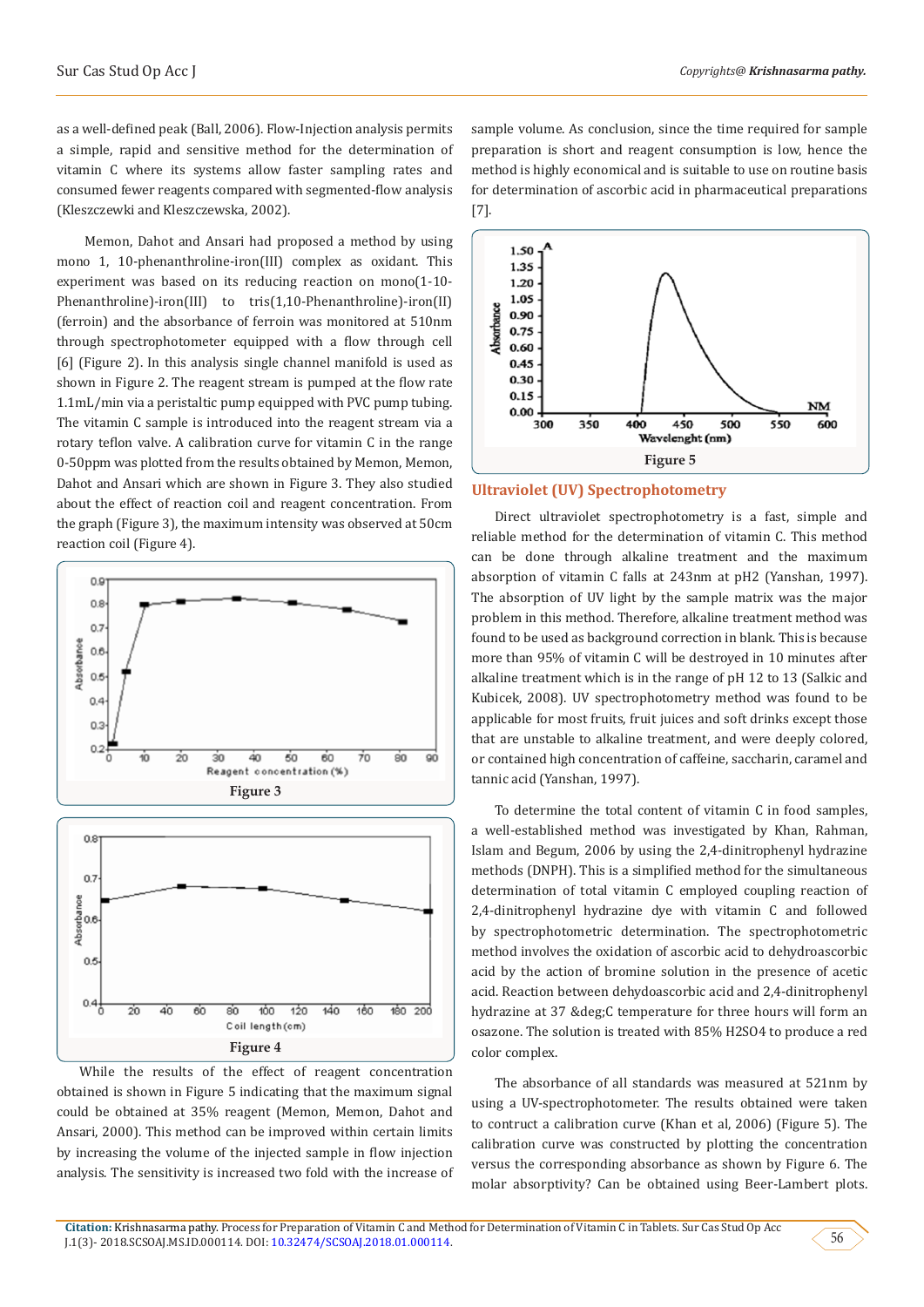as a well-defined peak (Ball, 2006). Flow-Injection analysis permits a simple, rapid and sensitive method for the determination of vitamin C where its systems allow faster sampling rates and consumed fewer reagents compared with segmented-flow analysis (Kleszczewki and Kleszczewska, 2002).

Memon, Dahot and Ansari had proposed a method by using mono 1, 10-phenanthroline-iron(III) complex as oxidant. This experiment was based on its reducing reaction on mono(1-10-Phenanthroline)-iron(III) to tris(1,10-Phenanthroline)-iron(II) (ferroin) and the absorbance of ferroin was monitored at 510nm through spectrophotometer equipped with a flow through cell [6] (Figure 2). In this analysis single channel manifold is used as shown in Figure 2. The reagent stream is pumped at the flow rate 1.1mL/min via a peristaltic pump equipped with PVC pump tubing. The vitamin C sample is introduced into the reagent stream via a rotary teflon valve. A calibration curve for vitamin C in the range 0-50ppm was plotted from the results obtained by Memon, Memon, Dahot and Ansari which are shown in Figure 3. They also studied about the effect of reaction coil and reagent concentration. From the graph (Figure 3), the maximum intensity was observed at 50cm reaction coil (Figure 4).

Figure 3

Figure 4

While the results of the effect of reagent concentration obtained is shown in Figure 5 indicating that the maximum signal could be obtained at 35% reagent (Memon, Memon, Dahot and Ansari, 2000). This method can be improved within certain limits by increasing the volume of the injected sample in flow injection analysis. The sensitivity is increased two fold with the increase of sample volume. As conclusion, since the time required for sample preparation is short and reagent consumption is low, hence the method is highly economical and is suitable to use on routine basis for determination of ascorbic acid in pharmaceutical preparations [7].

Figure 5

## Ultraviolet (UV) Spectrophotometry

Direct ultraviolet spectrophotometry is a fast, simple and reliable method for the determination of vitamin C. This method can be done through alkaline treatment and the maximum absorption of vitamin C falls at 243nm at pH2 (Yanshan, 1997). The absorption of UV light by the sample matrix was the major problem in this method. Therefore, alkaline treatment method was found to be used as background correction in blank. This is because more than 95% of vitamin C will be destroyed in 10 minutes after alkaline treatment which is in the range of pH 12 to 13 (Salkic and Kubicek, 2008). UV spectrophotometry method was found to be applicable for most fruits, fruit juices and soft drinks except those that are unstable to alkaline treatment, and were deeply colored, or contained high concentration of caffeine, saccharin, caramel and tannic acid (Yanshan, 1997).

To determine the total content of vitamin C in food samples, a well-established method was investigated by Khan, Rahman, Islam and Begum, 2006 by using the 2,4-dinitrophenyl hydrazine methods (DNPH). This is a simplified method for the simultaneous determination of total vitamin C employed coupling reaction of 2,4-dinitrophenyl hydrazine dye with vitamin C and followed by spectrophotometric determination. The spectrophotometric method involves the oxidation of ascorbic acid to dehydroascorbic acid by the action of bromine solution in the presence of acetic acid. Reaction between dehydoascorbic acid and 2,4-dinitrophenyl hydrazine at 37 &deg;C temperature for three hours will form an osazone. The solution is treated with 85% $H_2SO_4$ to produce a red color complex.

The absorbance of all standards was measured at 521nm by using a UV-spectrophotometer. The results obtained were taken to contruct a calibration curve (Khan et al, 2006) (Figure 5). The calibration curve was constructed by plotting the concentration versus the corresponding absorbance as shown by Figure 6. The molar absorptivity? Can be obtained using Beer-Lambert plots.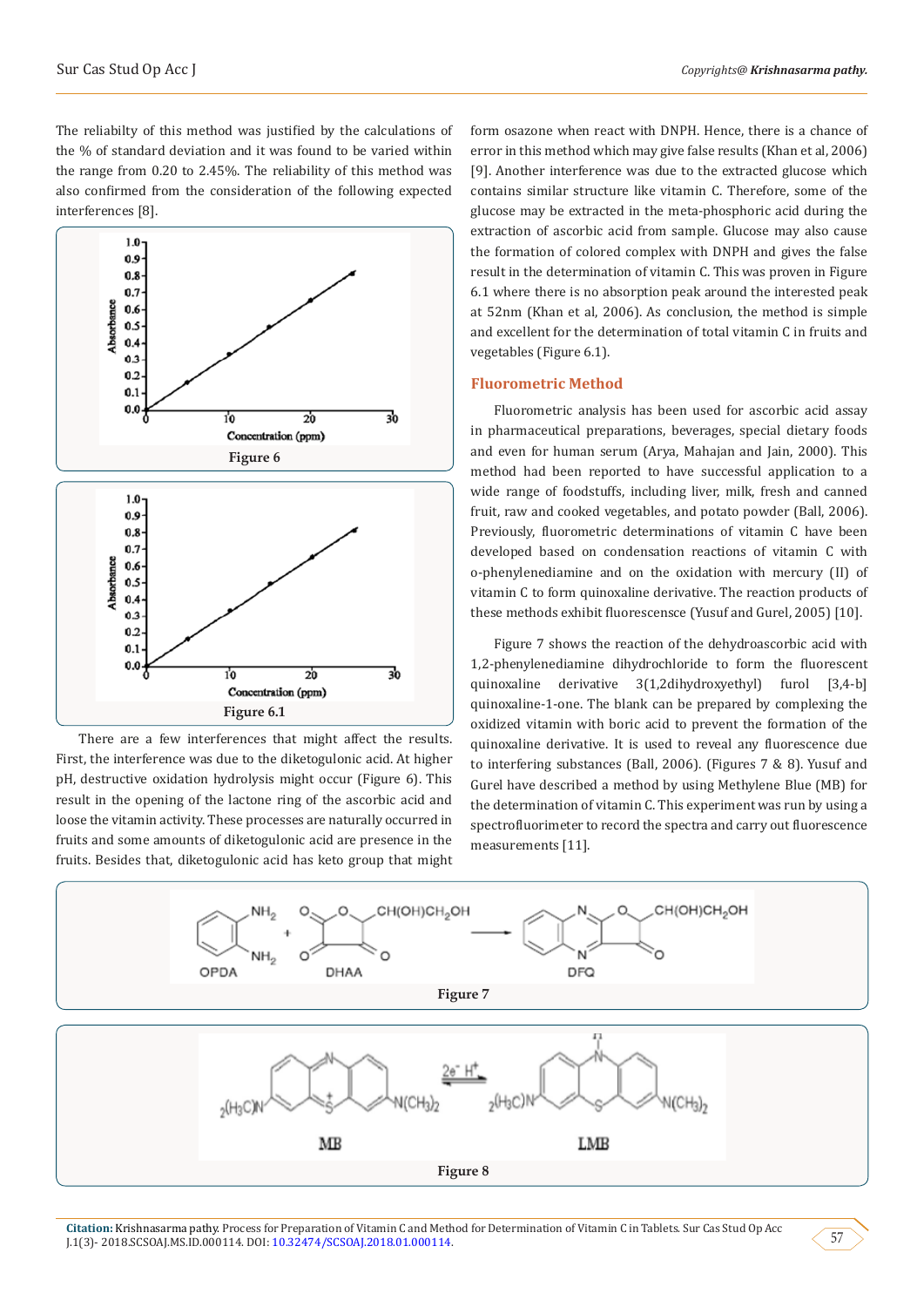The reliabilty of this method was justified by the calculations of the % of standard deviation and it was found to be varied within the range from 0.20 to 2.45%. The reliability of this method was also confirmed from the consideration of the following expected interferences [8].

Figure 6

Figure 6.1

There are a few interferences that might affect the results. First, the interference was due to the diketogulonic acid. At higher pH, destructive oxidation hydrolysis might occur (Figure 6). This result in the opening of the lactone ring of the ascorbic acid and loose the vitamin activity. These processes are naturally occurred in fruits and some amounts of diketogulonic acid are presence in the fruits. Besides that, diketogulonic acid has keto group that might form osazone when react with DNPH. Hence, there is a chance of error in this method which may give false results (Khan et al, 2006) [9]. Another interference was due to the extracted glucose which contains similar structure like vitamin C. Therefore, some of the glucose may be extracted in the meta-phosphoric acid during the extraction of ascorbic acid from sample. Glucose may also cause the formation of colored complex with DNPH and gives the false result in the determination of vitamin C. This was proven in Figure 6.1 where there is no absorption peak around the interested peak at 52nm (Khan et al, 2006). As conclusion, the method is simple and excellent for the determination of total vitamin C in fruits and vegetables (Figure 6.1).

## Fluorometric Method

Fluorometric analysis has been used for ascorbic acid assay in pharmaceutical preparations, beverages, special dietary foods and even for human serum (Arya, Mahajan and Jain, 2000). This method had been reported to have successful application to a wide range of foodstuffs, including liver, milk, fresh and canned fruit, raw and cooked vegetables, and potato powder (Ball, 2006). Previously, fluorometric determinations of vitamin C have been developed based on condensation reactions of vitamin C with o-phenylenediamine and on the oxidation with mercury (II) of vitamin C to form quinoxaline derivative. The reaction products of these methods exhibit fluorescensce (Yusuf and Gurel, 2005) [10].

Figure 7 shows the reaction of the dehydroascorbic acid with 1,2-phenylenediamine dihydrochloride to form the fluorescent quinoxaline derivative 3(1,2dihydroxyethyl) furol [3,4-b] quinoxaline-1-one. The blank can be prepared by complexing the oxidized vitamin with boric acid to prevent the formation of the quinoxaline derivative. It is used to reveal any fluorescence due to interfering substances (Ball, 2006). (Figures 7 & 8). Yusuf and Gurel have described a method by using Methylene Blue (MB) for the determination of vitamin C. This experiment was run by using a spectrofluorimeter to record the spectra and carry out fluorescence measurements [11].

Figure 7

Figure 8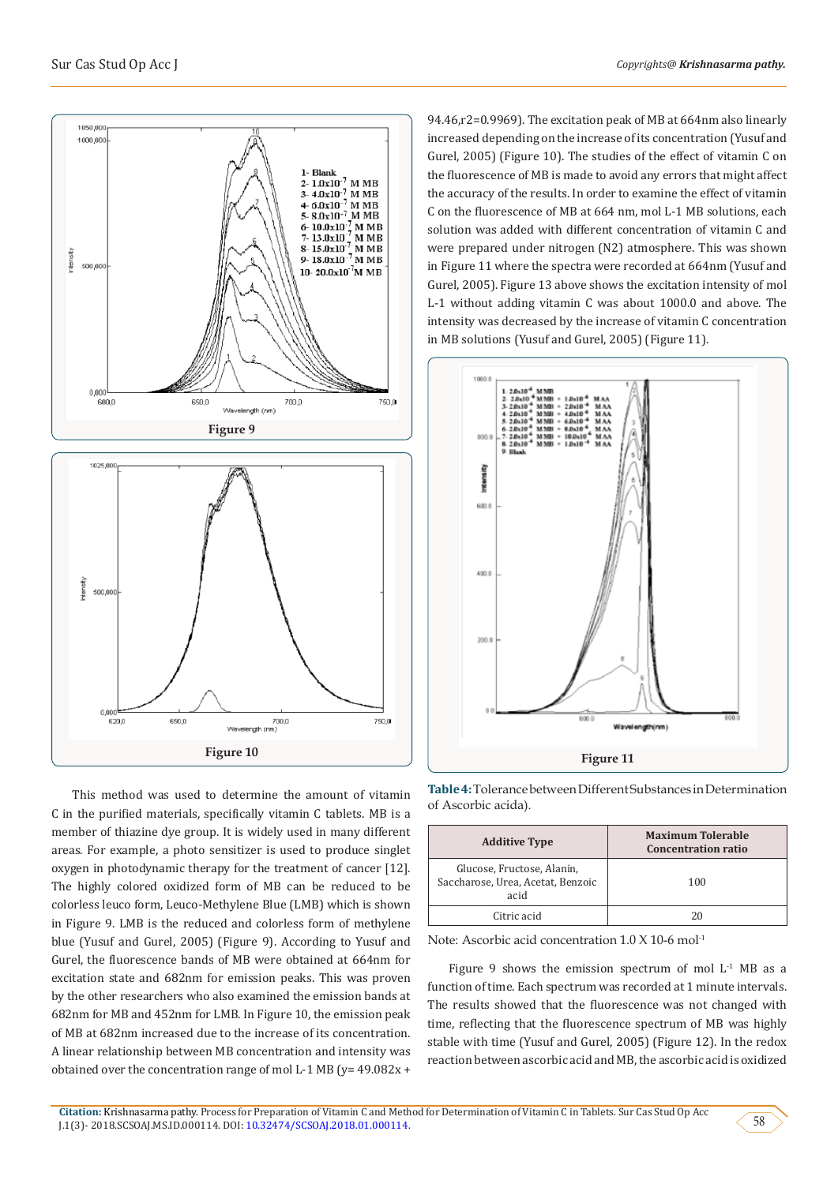Figure 9

Figure 10

This method was used to determine the amount of vitamin C in the purified materials, specifically vitamin C tablets. MB is a member of thiazine dye group. It is widely used in many different areas. For example, a photo sensitizer is used to produce singlet oxygen in photodynamic therapy for the treatment of cancer [12]. The highly colored oxidized form of MB can be reduced to be colorless leuco form, Leuco-Methylene Blue (LMB) which is shown in Figure 9. LMB is the reduced and colorless form of methylene blue (Yusuf and Gurel, 2005) (Figure 9). According to Yusuf and Gurel, the fluorescence bands of MB were obtained at 664nm for excitation state and 682nm for emission peaks. This was proven by the other researchers who also examined the emission bands at 682nm for MB and 452nm for LMB. In Figure 10, the emission peak of MB at 682nm increased due to the increase of its concentration. A linear relationship between MB concentration and intensity was obtained over the concentration range of mol L-1 MB (y= 49.082x + 94.46,r2=0.9969). The excitation peak of MB at 664nm also linearly increased depending on the increase of its concentration (Yusuf and Gurel, 2005) (Figure 10). The studies of the effect of vitamin C on the fluorescence of MB is made to avoid any errors that might affect the accuracy of the results. In order to examine the effect of vitamin C on the fluorescence of MB at 664 nm, mol L-1 MB solutions, each solution was added with different concentration of vitamin C and were prepared under nitrogen (N2) atmosphere. This was shown in Figure 11 where the spectra were recorded at 664nm (Yusuf and Gurel, 2005). Figure 13 above shows the excitation intensity of mol L-1 without adding vitamin C was about 1000.0 and above. The intensity was decreased by the increase of vitamin C concentration in MB solutions (Yusuf and Gurel, 2005) (Figure 11).

Figure 11

**Table 4:** Tolerance between Different Substances in Determination of Ascorbic acida).

| Additive Type | Maximum Tolerable Concentration ratio |
|---|---|
| Glucose, Fructose, Alanin, Saccharose, Urea, Acetat, Benzoic acid | 100 |
| Citric acid | 20 |

Note: Ascorbic acid concentration 1.0 X 10-6 mol$^{-1}$

Figure 9 shows the emission spectrum of mol $L^{-1}$ MB as a function of time. Each spectrum was recorded at 1 minute intervals. The results showed that the fluorescence was not changed with time, reflecting that the fluorescence spectrum of MB was highly stable with time (Yusuf and Gurel, 2005) (Figure 12). In the redox reaction between ascorbic acid and MB, the ascorbic acid is oxidized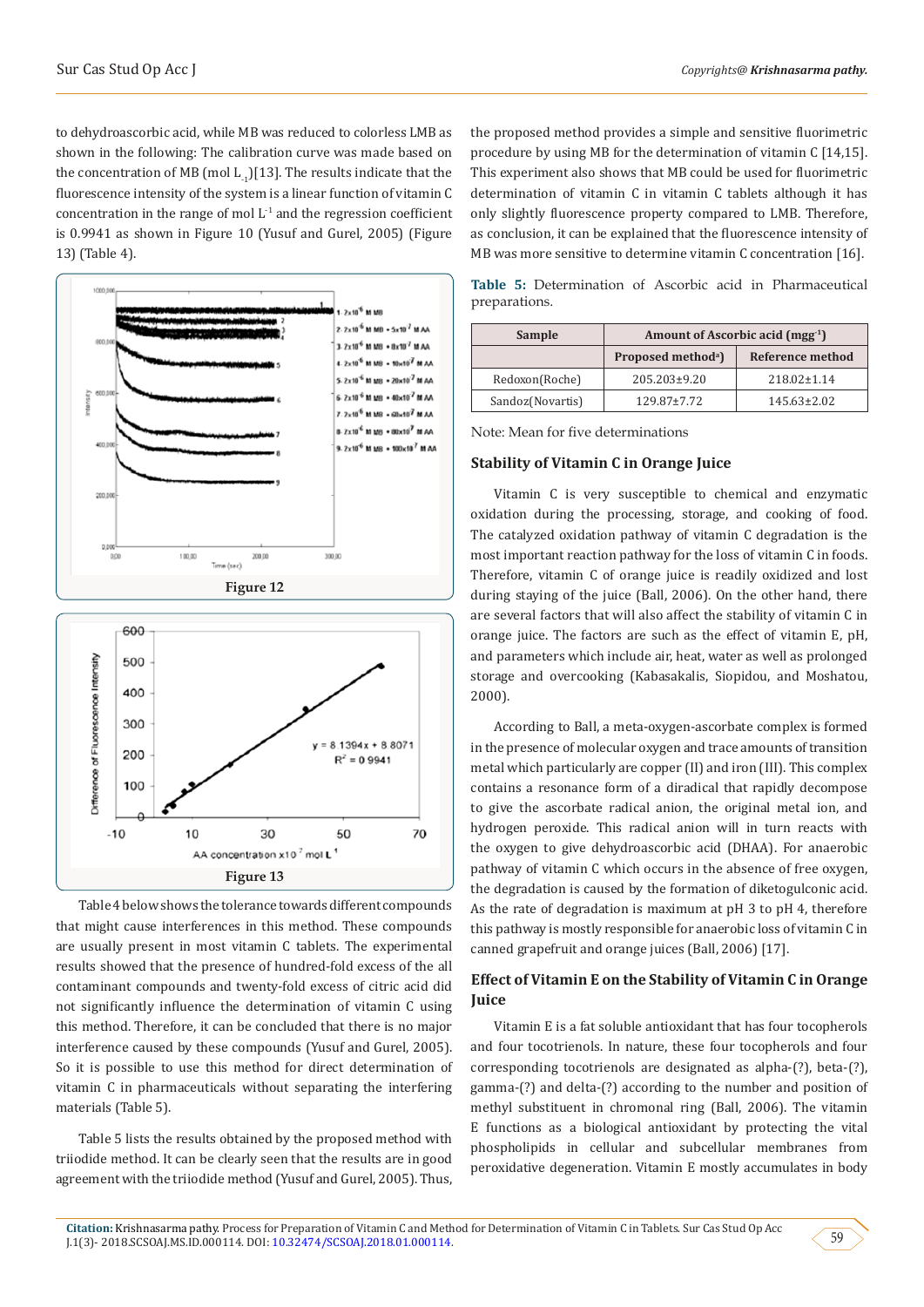to dehydroascorbic acid, while MB was reduced to colorless LMB as shown in the following: The calibration curve was made based on the concentration of MB (mol $L_{-1}$)[13]. The results indicate that the fluorescence intensity of the system is a linear function of vitamin C concentration in the range of mol $L^{-1}$ and the regression coefficient is 0.9941 as shown in Figure 10 (Yusuf and Gurel, 2005) (Figure 13) (Table 4).

Figure 12

Figure 13

Table 4 below shows the tolerance towards different compounds that might cause interferences in this method. These compounds are usually present in most vitamin C tablets. The experimental results showed that the presence of hundred-fold excess of the all contaminant compounds and twenty-fold excess of citric acid did not significantly influence the determination of vitamin C using this method. Therefore, it can be concluded that there is no major interference caused by these compounds (Yusuf and Gurel, 2005). So it is possible to use this method for direct determination of vitamin C in pharmaceuticals without separating the interfering materials (Table 5).

Table 5 lists the results obtained by the proposed method with triiodide method. It can be clearly seen that the results are in good agreement with the triiodide method (Yusuf and Gurel, 2005). Thus, the proposed method provides a simple and sensitive fluorimetric procedure by using MB for the determination of vitamin C [14,15]. This experiment also shows that MB could be used for fluorimetric determination of vitamin C in vitamin C tablets although it has only slightly fluorescence property compared to LMB. Therefore, as conclusion, it can be explained that the fluorescence intensity of MB was more sensitive to determine vitamin C concentration [16].

**Table 5:** Determination of Ascorbic acid in Pharmaceutical preparations.

| Sample | Amount of Ascorbic acid ($mg g^{-1}$) | |
|---|---|---|
| | Proposed method[a]) | Reference method |
| Redoxon(Roche) | 205.203±9.20 | 218.02±1.14 |
| Sandoz(Novartis) | 129.87±7.72 | 145.63±2.02 |

Note: Mean for five determinations

## Stability of Vitamin C in Orange Juice

Vitamin C is very susceptible to chemical and enzymatic oxidation during the processing, storage, and cooking of food. The catalyzed oxidation pathway of vitamin C degradation is the most important reaction pathway for the loss of vitamin C in foods. Therefore, vitamin C of orange juice is readily oxidized and lost during staying of the juice (Ball, 2006). On the other hand, there are several factors that will also affect the stability of vitamin C in orange juice. The factors are such as the effect of vitamin E, pH, and parameters which include air, heat, water as well as prolonged storage and overcooking (Kabasakalis, Siopidou, and Moshatou, 2000).

According to Ball, a meta-oxygen-ascorbate complex is formed in the presence of molecular oxygen and trace amounts of transition metal which particularly are copper (II) and iron (III). This complex contains a resonance form of a diradical that rapidly decompose to give the ascorbate radical anion, the original metal ion, and hydrogen peroxide. This radical anion will in turn reacts with the oxygen to give dehydroascorbic acid (DHAA). For anaerobic pathway of vitamin C which occurs in the absence of free oxygen, the degradation is caused by the formation of diketogulconic acid. As the rate of degradation is maximum at pH 3 to pH 4, therefore this pathway is mostly responsible for anaerobic loss of vitamin C in canned grapefruit and orange juices (Ball, 2006) [17].

## Effect of Vitamin E on the Stability of Vitamin C in Orange Juice

Vitamin E is a fat soluble antioxidant that has four tocopherols and four tocotrienols. In nature, these four tocopherols and four corresponding tocotrienols are designated as alpha-(?), beta-(?), gamma-(?) and delta-(?) according to the number and position of methyl substituent in chromonal ring (Ball, 2006). The vitamin E functions as a biological antioxidant by protecting the vital phospholipids in cellular and subcellular membranes from peroxidative degeneration. Vitamin E mostly accumulates in body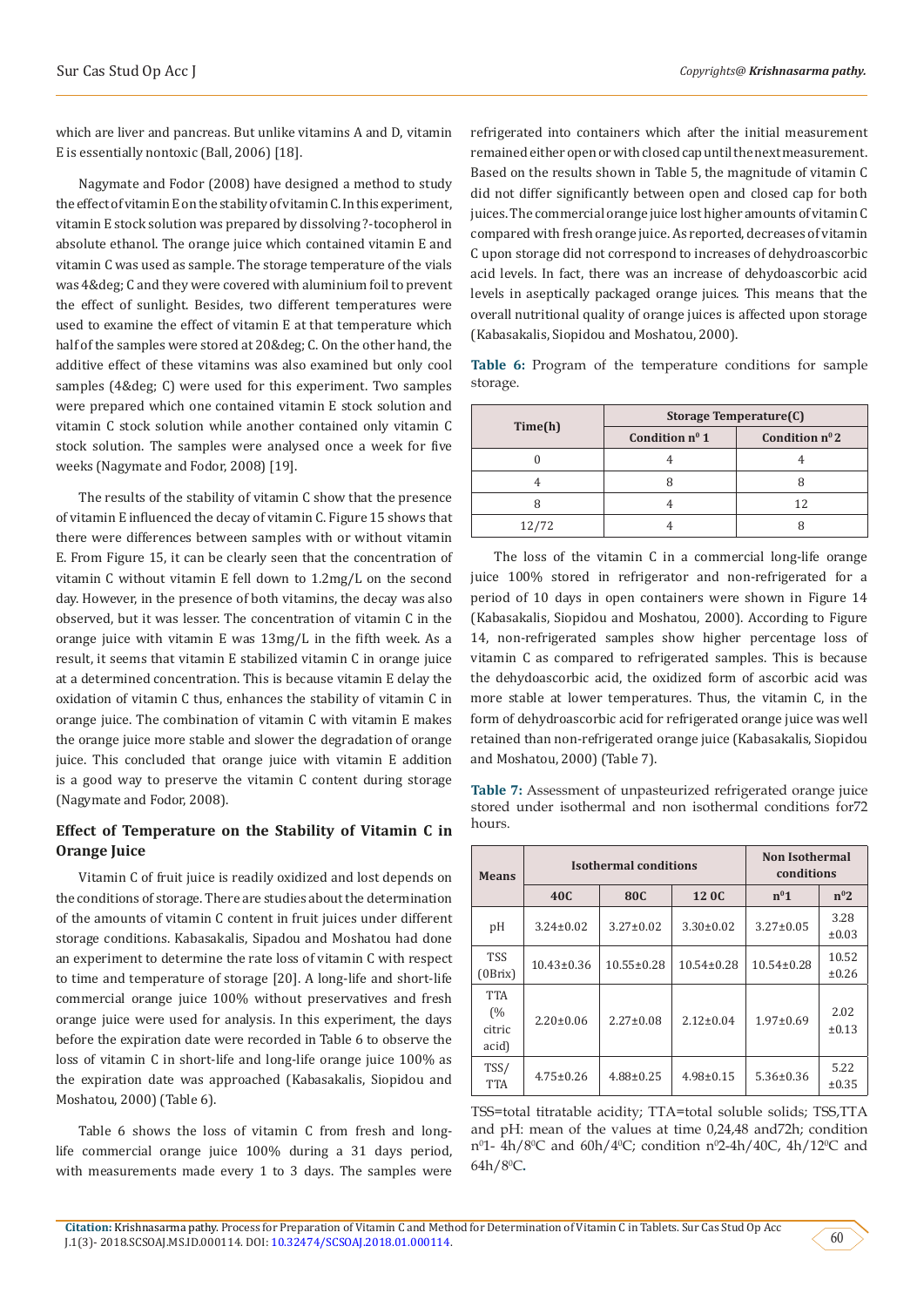which are liver and pancreas. But unlike vitamins A and D, vitamin E is essentially nontoxic (Ball, 2006) [18].

Nagymate and Fodor (2008) have designed a method to study the effect of vitamin E on the stability of vitamin C. In this experiment, vitamin E stock solution was prepared by dissolving ?-tocopherol in absolute ethanol. The orange juice which contained vitamin E and vitamin C was used as sample. The storage temperature of the vials was 4&deg; C and they were covered with aluminium foil to prevent the effect of sunlight. Besides, two different temperatures were used to examine the effect of vitamin E at that temperature which half of the samples were stored at 20&deg; C. On the other hand, the additive effect of these vitamins was also examined but only cool samples (4&deg; C) were used for this experiment. Two samples were prepared which one contained vitamin E stock solution and vitamin C stock solution while another contained only vitamin C stock solution. The samples were analysed once a week for five weeks (Nagymate and Fodor, 2008) [19].

The results of the stability of vitamin C show that the presence of vitamin E influenced the decay of vitamin C. Figure 15 shows that there were differences between samples with or without vitamin E. From Figure 15, it can be clearly seen that the concentration of vitamin C without vitamin E fell down to 1.2mg/L on the second day. However, in the presence of both vitamins, the decay was also observed, but it was lesser. The concentration of vitamin C in the orange juice with vitamin E was 13mg/L in the fifth week. As a result, it seems that vitamin E stabilized vitamin C in orange juice at a determined concentration. This is because vitamin E delay the oxidation of vitamin C thus, enhances the stability of vitamin C in orange juice. The combination of vitamin C with vitamin E makes the orange juice more stable and slower the degradation of orange juice. This concluded that orange juice with vitamin E addition is a good way to preserve the vitamin C content during storage (Nagymate and Fodor, 2008).

## Effect of Temperature on the Stability of Vitamin C in Orange Juice

Vitamin C of fruit juice is readily oxidized and lost depends on the conditions of storage. There are studies about the determination of the amounts of vitamin C content in fruit juices under different storage conditions. Kabasakalis, Sipadou and Moshatou had done an experiment to determine the rate loss of vitamin C with respect to time and temperature of storage [20]. A long-life and short-life commercial orange juice 100% without preservatives and fresh orange juice were used for analysis. In this experiment, the days before the expiration date were recorded in Table 6 to observe the loss of vitamin C in short-life and long-life orange juice 100% as the expiration date was approached (Kabasakalis, Siopidou and Moshatou, 2000) (Table 6).

Table 6 shows the loss of vitamin C from fresh and long-life commercial orange juice 100% during a 31 days period, with measurements made every 1 to 3 days. The samples were refrigerated into containers which after the initial measurement remained either open or with closed cap until the next measurement. Based on the results shown in Table 5, the magnitude of vitamin C did not differ significantly between open and closed cap for both juices. The commercial orange juice lost higher amounts of vitamin C compared with fresh orange juice. As reported, decreases of vitamin C upon storage did not correspond to increases of dehydroascorbic acid levels. In fact, there was an increase of dehydoascorbic acid levels in aseptically packaged orange juices. This means that the overall nutritional quality of orange juices is affected upon storage (Kabasakalis, Siopidou and Moshatou, 2000).

**Table 6:** Program of the temperature conditions for sample storage.

| Time(h) | Storage Temperature(C) | |
|---|---|---|
| | Condition $n^0$ 1 | Condition $n^0$ 2 |
| 0 | 4 | 4 |
| 4 | 8 | 8 |
| 8 | 4 | 12 |
| 12/72 | 4 | 8 |

The loss of the vitamin C in a commercial long-life orange juice 100% stored in refrigerator and non-refrigerated for a period of 10 days in open containers were shown in Figure 14 (Kabasakalis, Siopidou and Moshatou, 2000). According to Figure 14, non-refrigerated samples show higher percentage loss of vitamin C as compared to refrigerated samples. This is because the dehydoascorbic acid, the oxidized form of ascorbic acid was more stable at lower temperatures. Thus, the vitamin C, in the form of dehydroascorbic acid for refrigerated orange juice was well retained than non-refrigerated orange juice (Kabasakalis, Siopidou and Moshatou, 2000) (Table 7).

**Table 7:** Assessment of unpasteurized refrigerated orange juice stored under isothermal and non isothermal conditions for72 hours.

| Means | Isothermal conditions | | | Non Isothermal conditions | |
|---|---|---|---|---|---|
| | 40C | 80C | 12 0C | $n^0$1 | $n^0$2 |
| pH | 3.24±0.02 | 3.27±0.02 | 3.30±0.02 | 3.27±0.05 | 3.28 ±0.03 |
| TSS (0Brix) | 10.43±0.36 | 10.55±0.28 | 10.54±0.28 | 10.54±0.28 | 10.52 ±0.26 |
| TTA (% citric acid) | 2.20±0.06 | 2.27±0.08 | 2.12±0.04 | 1.97±0.69 | 2.02 ±0.13 |
| TSS/TTA | 4.75±0.26 | 4.88±0.25 | 4.98±0.15 | 5.36±0.36 | 5.22 ±0.35 |

TSS=total titratable acidity; TTA=total soluble solids; TSS,TTA and pH: mean of the values at time 0,24,48 and72h; condition $n^0$1- 4h/8$^0$C and 60h/4$^0$C; condition $n^0$2-4h/40C, 4h/12$^0$C and 64h/8$^0$C.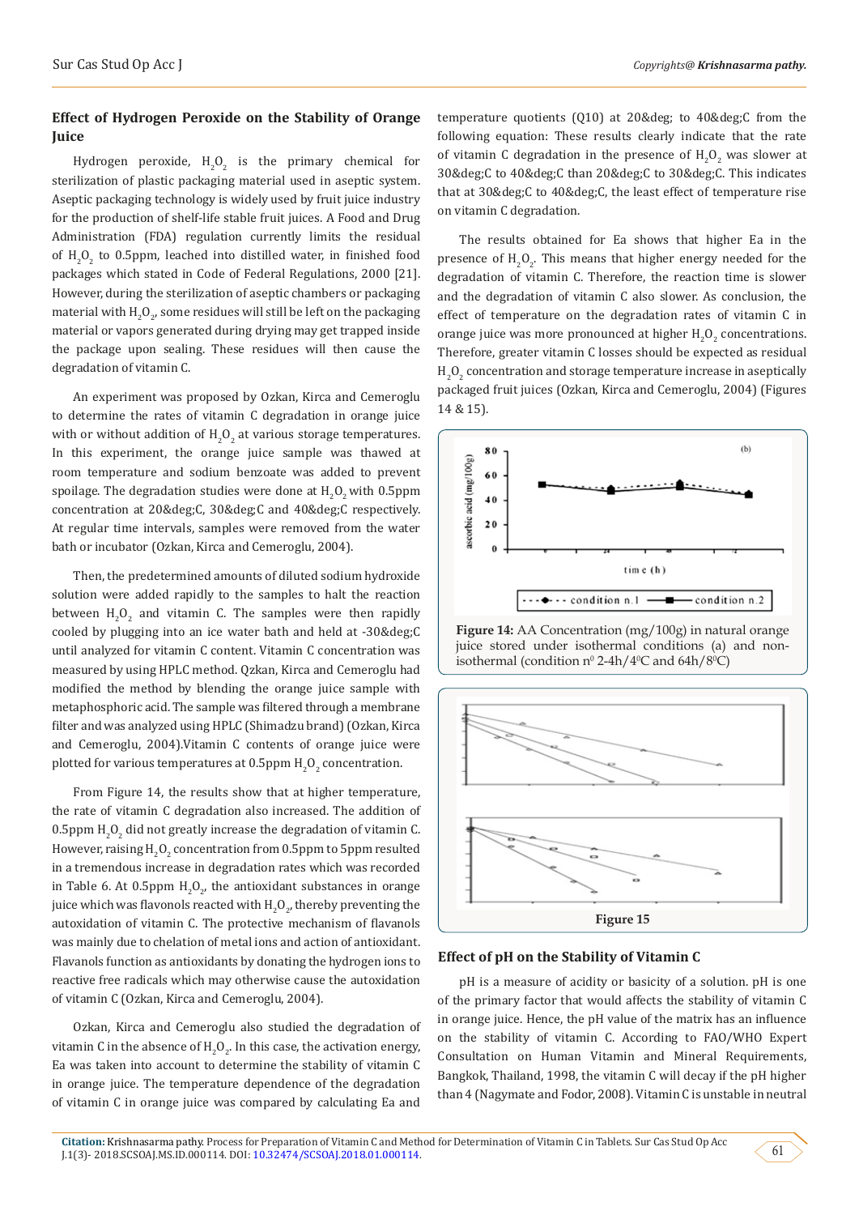## Effect of Hydrogen Peroxide on the Stability of Orange Juice

Hydrogen peroxide, $H_2O_2$ is the primary chemical for sterilization of plastic packaging material used in aseptic system. Aseptic packaging technology is widely used by fruit juice industry for the production of shelf-life stable fruit juices. A Food and Drug Administration (FDA) regulation currently limits the residual of $H_2O_2$ to 0.5ppm, leached into distilled water, in finished food packages which stated in Code of Federal Regulations, 2000 [21]. However, during the sterilization of aseptic chambers or packaging material with $H_2O_2$, some residues will still be left on the packaging material or vapors generated during drying may get trapped inside the package upon sealing. These residues will then cause the degradation of vitamin C.

An experiment was proposed by Ozkan, Kirca and Cemeroglu to determine the rates of vitamin C degradation in orange juice with or without addition of $H_2O_2$ at various storage temperatures. In this experiment, the orange juice sample was thawed at room temperature and sodium benzoate was added to prevent spoilage. The degradation studies were done at $H_2O_2$ with 0.5ppm concentration at 20&deg;C, 30&deg;C and 40&deg;C respectively. At regular time intervals, samples were removed from the water bath or incubator (Ozkan, Kirca and Cemeroglu, 2004).

Then, the predetermined amounts of diluted sodium hydroxide solution were added rapidly to the samples to halt the reaction between $H_2O_2$ and vitamin C. The samples were then rapidly cooled by plugging into an ice water bath and held at -30&deg;C until analyzed for vitamin C content. Vitamin C concentration was measured by using HPLC method. Qzkan, Kirca and Cemeroglu had modified the method by blending the orange juice sample with metaphosphoric acid. The sample was filtered through a membrane filter and was analyzed using HPLC (Shimadzu brand) (Ozkan, Kirca and Cemeroglu, 2004).Vitamin C contents of orange juice were plotted for various temperatures at 0.5ppm $H_2O_2$ concentration.

From Figure 14, the results show that at higher temperature, the rate of vitamin C degradation also increased. The addition of 0.5ppm $H_2O_2$ did not greatly increase the degradation of vitamin C. However, raising $H_2O_2$ concentration from 0.5ppm to 5ppm resulted in a tremendous increase in degradation rates which was recorded in Table 6. At 0.5ppm $H_2O_2$, the antioxidant substances in orange juice which was flavonols reacted with $H_2O_2$, thereby preventing the autoxidation of vitamin C. The protective mechanism of flavanols was mainly due to chelation of metal ions and action of antioxidant. Flavanols function as antioxidants by donating the hydrogen ions to reactive free radicals which may otherwise cause the autoxidation of vitamin C (Ozkan, Kirca and Cemeroglu, 2004).

Ozkan, Kirca and Cemeroglu also studied the degradation of vitamin C in the absence of $H_2O_2$. In this case, the activation energy, Ea was taken into account to determine the stability of vitamin C in orange juice. The temperature dependence of the degradation of vitamin C in orange juice was compared by calculating Ea and temperature quotients (Q10) at 20&deg; to 40&deg;C from the following equation: These results clearly indicate that the rate of vitamin C degradation in the presence of $H_2O_2$ was slower at 30&deg;C to 40&deg;C than 20&deg;C to 30&deg;C. This indicates that at 30&deg;C to 40&deg;C, the least effect of temperature rise on vitamin C degradation.

The results obtained for Ea shows that higher Ea in the presence of $H_2O_2$. This means that higher energy needed for the degradation of vitamin C. Therefore, the reaction time is slower and the degradation of vitamin C also slower. As conclusion, the effect of temperature on the degradation rates of vitamin C in orange juice was more pronounced at higher $H_2O_2$ concentrations. Therefore, greater vitamin C losses should be expected as residual $H_2O_2$ concentration and storage temperature increase in aseptically packaged fruit juices (Ozkan, Kirca and Cemeroglu, 2004) (Figures 14 & 15).

**Figure 14:** AA Concentration (mg/100g) in natural orange juice stored under isothermal conditions (a) and non-isothermal (condition n$^0$ 2-4h/4$^0$C and 64h/8$^0$C)

**Figure 15**

## Effect of pH on the Stability of Vitamin C

pH is a measure of acidity or basicity of a solution. pH is one of the primary factor that would affects the stability of vitamin C in orange juice. Hence, the pH value of the matrix has an influence on the stability of vitamin C. According to FAO/WHO Expert Consultation on Human Vitamin and Mineral Requirements, Bangkok, Thailand, 1998, the vitamin C will decay if the pH higher than 4 (Nagymate and Fodor, 2008). Vitamin C is unstable in neutral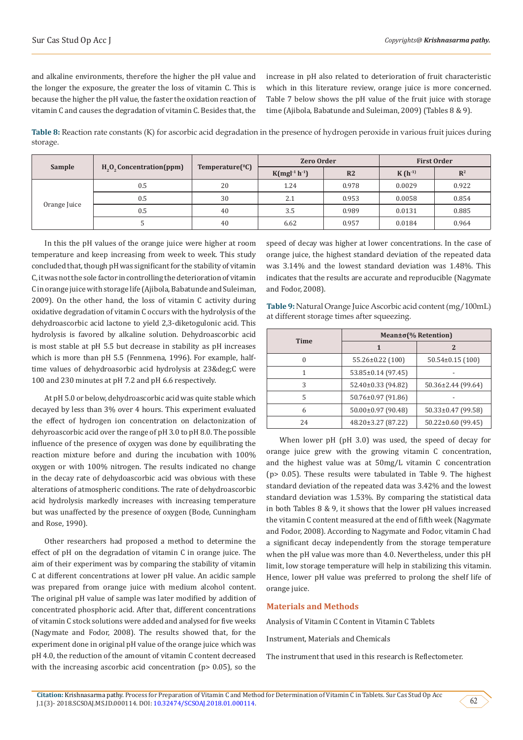and alkaline environments, therefore the higher the pH value and the longer the exposure, the greater the loss of vitamin C. This is because the higher the pH value, the faster the oxidation reaction of vitamin C and causes the degradation of vitamin C. Besides that, the increase in pH also related to deterioration of fruit characteristic which in this literature review, orange juice is more concerned. Table 7 below shows the pH value of the fruit juice with storage time (Ajibola, Babatunde and Suleiman, 2009) (Tables 8 & 9).

**Table 8:** Reaction rate constants (K) for ascorbic acid degradation in the presence of hydrogen peroxide in various fruit juices during storage.

| Sample | $H_2O_2$ Concentration(ppm) | Temperature($^0$C) | Zero Order | | First Order | |
|---|---|---|---|---|---|---|
| | | | K($mgl^{-1}$ $h^{-1}$) | R2 | K ($h^{-1}$) | $R^2$ |
| Orange Juice | 0.5 | 20 | 1.24 | 0.978 | 0.0029 | 0.922 |
| | 0.5 | 30 | 2.1 | 0.953 | 0.0058 | 0.854 |
| | 0.5 | 40 | 3.5 | 0.989 | 0.0131 | 0.885 |
| | 5 | 40 | 6.62 | 0.957 | 0.0184 | 0.964 |

In this the pH values of the orange juice were higher at room temperature and keep increasing from week to week. This study concluded that, though pH was significant for the stability of vitamin C, it was not the sole factor in controlling the deterioration of vitamin C in orange juice with storage life (Ajibola, Babatunde and Suleiman, 2009). On the other hand, the loss of vitamin C activity during oxidative degradation of vitamin C occurs with the hydrolysis of the dehydroascorbic acid lactone to yield 2,3-diketogulonic acid. This hydrolysis is favored by alkaline solution. Dehydroascorbic acid is most stable at pH 5.5 but decrease in stability as pH increases which is more than pH 5.5 (Fennmena, 1996). For example, half-time values of dehydroasorbic acid hydrolysis at 23&deg;C were 100 and 230 minutes at pH 7.2 and pH 6.6 respectively.

At pH 5.0 or below, dehydroascorbic acid was quite stable which decayed by less than 3% over 4 hours. This experiment evaluated the effect of hydrogen ion concentration on delactonization of dehyroascorbic acid over the range of pH 3.0 to pH 8.0. The possible influence of the presence of oxygen was done by equilibrating the reaction mixture before and during the incubation with 100% oxygen or with 100% nitrogen. The results indicated no change in the decay rate of dehydoascorbic acid was obvious with these alterations of atmospheric conditions. The rate of dehydroascorbic acid hydrolysis markedly increases with increasing temperature but was unaffected by the presence of oxygen (Bode, Cunningham and Rose, 1990).

Other researchers had proposed a method to determine the effect of pH on the degradation of vitamin C in orange juice. The aim of their experiment was by comparing the stability of vitamin C at different concentrations at lower pH value. An acidic sample was prepared from orange juice with medium alcohol content. The original pH value of sample was later modified by addition of concentrated phosphoric acid. After that, different concentrations of vitamin C stock solutions were added and analysed for five weeks (Nagymate and Fodor, 2008). The results showed that, for the experiment done in original pH value of the orange juice which was pH 4.0, the reduction of the amount of vitamin C content decreased with the increasing ascorbic acid concentration (p> 0.05), so the speed of decay was higher at lower concentrations. In the case of orange juice, the highest standard deviation of the repeated data was 3.14% and the lowest standard deviation was 1.48%. This indicates that the results are accurate and reproducible (Nagymate and Fodor, 2008).

**Table 9:** Natural Orange Juice Ascorbic acid content (mg/100mL) at different storage times after squeezing.

| Time | Mean±σ(% Retention) | |
|---|---|---|
| | 1 | 2 |
| 0 | 55.26±0.22 (100) | 50.54±0.15 (100) |
| 1 | 53.85±0.14 (97.45) | - |
| 3 | 52.40±0.33 (94.82) | 50.36±2.44 (99.64) |
| 5 | 50.76±0.97 (91.86) | - |
| 6 | 50.00±0.97 (90.48) | 50.33±0.47 (99.58) |
| 24 | 48.20±3.27 (87.22) | 50.22±0.60 (99.45) |

When lower pH (pH 3.0) was used, the speed of decay for orange juice grew with the growing vitamin C concentration, and the highest value was at 50mg/L vitamin C concentration (p> 0.05). These results were tabulated in Table 9. The highest standard deviation of the repeated data was 3.42% and the lowest standard deviation was 1.53%. By comparing the statistical data in both Tables 8 & 9, it shows that the lower pH values increased the vitamin C content measured at the end of fifth week (Nagymate and Fodor, 2008). According to Nagymate and Fodor, vitamin C had a significant decay independently from the storage temperature when the pH value was more than 4.0. Nevertheless, under this pH limit, low storage temperature will help in stabilizing this vitamin. Hence, lower pH value was preferred to prolong the shelf life of orange juice.

## Materials and Methods

Analysis of Vitamin C Content in Vitamin C Tablets

Instrument, Materials and Chemicals

The instrument that used in this research is Reflectometer.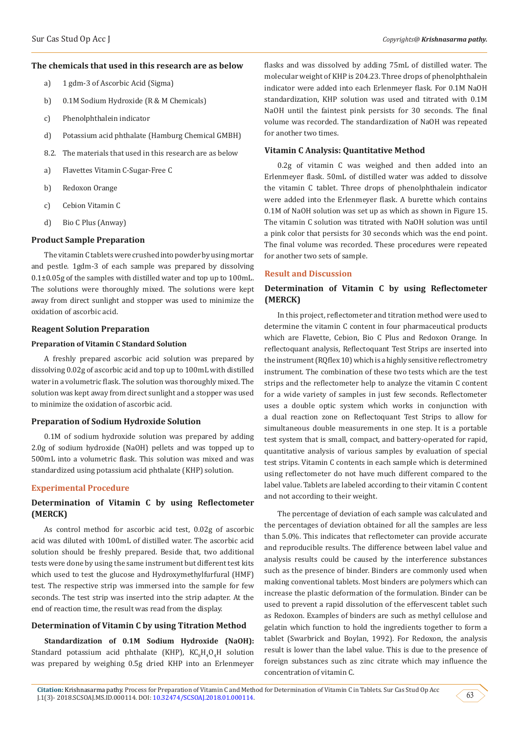**The chemicals that used in this research are as below**

a) 1 gdm-3 of Ascorbic Acid (Sigma)

b) 0.1M Sodium Hydroxide (R & M Chemicals)

c) Phenolphthalein indicator

d) Potassium acid phthalate (Hamburg Chemical GMBH)

8.2. The materials that used in this research are as below

a) Flavettes Vitamin C-Sugar-Free C

b) Redoxon Orange

c) Cebion Vitamin C

d) Bio C Plus (Anway)

### Product Sample Preparation

The vitamin C tablets were crushed into powder by using mortar and pestle. 1gdm-3 of each sample was prepared by dissolving 0.1±0.05g of the samples with distilled water and top up to 100mL. The solutions were thoroughly mixed. The solutions were kept away from direct sunlight and stopper was used to minimize the oxidation of ascorbic acid.

### Reagent Solution Preparation

#### Preparation of Vitamin C Standard Solution

A freshly prepared ascorbic acid solution was prepared by dissolving 0.02g of ascorbic acid and top up to 100mL with distilled water in a volumetric flask. The solution was thoroughly mixed. The solution was kept away from direct sunlight and a stopper was used to minimize the oxidation of ascorbic acid.

### Preparation of Sodium Hydroxide Solution

0.1M of sodium hydroxide solution was prepared by adding 2.0g of sodium hydroxide (NaOH) pellets and was topped up to 500mL into a volumetric flask. This solution was mixed and was standardized using potassium acid phthalate (KHP) solution.

## Experimental Procedure

### Determination of Vitamin C by using Reflectometer (MERCK)

As control method for ascorbic acid test, 0.02g of ascorbic acid was diluted with 100mL of distilled water. The ascorbic acid solution should be freshly prepared. Beside that, two additional tests were done by using the same instrument but different test kits which used to test the glucose and Hydroxymethylfurfural (HMF) test. The respective strip was immersed into the sample for few seconds. The test strip was inserted into the strip adapter. At the end of reaction time, the result was read from the display.

### Determination of Vitamin C by using Titration Method

**Standardization of 0.1M Sodium Hydroxide (NaOH):** Standard potassium acid phthalate (KHP), $KC_8H_4O_4H$ solution was prepared by weighing 0.5g dried KHP into an Erlenmeyer flasks and was dissolved by adding 75mL of distilled water. The molecular weight of KHP is 204.23. Three drops of phenolphthalein indicator were added into each Erlenmeyer flask. For 0.1M NaOH standardization, KHP solution was used and titrated with 0.1M NaOH until the faintest pink persists for 30 seconds. The final volume was recorded. The standardization of NaOH was repeated for another two times.

### Vitamin C Analysis: Quantitative Method

0.2g of vitamin C was weighed and then added into an Erlenmeyer flask. 50mL of distilled water was added to dissolve the vitamin C tablet. Three drops of phenolphthalein indicator were added into the Erlenmeyer flask. A burette which contains 0.1M of NaOH solution was set up as which as shown in Figure 15. The vitamin C solution was titrated with NaOH solution was until a pink color that persists for 30 seconds which was the end point. The final volume was recorded. These procedures were repeated for another two sets of sample.

## Result and Discussion

### Determination of Vitamin C by using Reflectometer (MERCK)

In this project, reflectometer and titration method were used to determine the vitamin C content in four pharmaceutical products which are Flavette, Cebion, Bio C Plus and Redoxon Orange. In reflectoquant analysis, Reflectoquant Test Strips are inserted into the instrument (RQflex 10) which is a highly sensitive reflectometry instrument. The combination of these two tests which are the test strips and the reflectometer help to analyze the vitamin C content for a wide variety of samples in just few seconds. Reflectometer uses a double optic system which works in conjunction with a dual reaction zone on Reflectoquant Test Strips to allow for simultaneous double measurements in one step. It is a portable test system that is small, compact, and battery-operated for rapid, quantitative analysis of various samples by evaluation of special test strips. Vitamin C contents in each sample which is determined using reflectometer do not have much different compared to the label value. Tablets are labeled according to their vitamin C content and not according to their weight.

The percentage of deviation of each sample was calculated and the percentages of deviation obtained for all the samples are less than 5.0%. This indicates that reflectometer can provide accurate and reproducible results. The difference between label value and analysis results could be caused by the interference substances such as the presence of binder. Binders are commonly used when making conventional tablets. Most binders are polymers which can increase the plastic deformation of the formulation. Binder can be used to prevent a rapid dissolution of the effervescent tablet such as Redoxon. Examples of binders are such as methyl cellulose and gelatin which function to hold the ingredients together to form a tablet (Swarbrick and Boylan, 1992). For Redoxon, the analysis result is lower than the label value. This is due to the presence of foreign substances such as zinc citrate which may influence the concentration of vitamin C.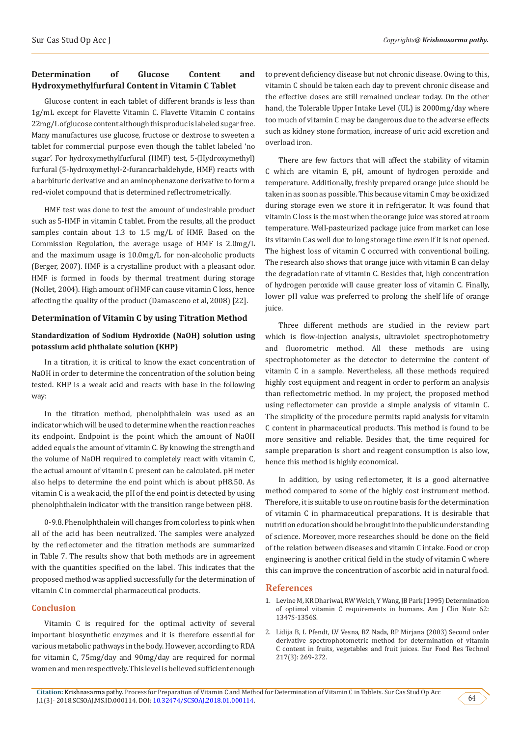### Determination of Glucose Content and Hydroxymethylfurfural Content in Vitamin C Tablet

Glucose content in each tablet of different brands is less than 1g/mL except for Flavette Vitamin C. Flavette Vitamin C contains 22mg/L of glucose content although this produc is labeled sugar free. Many manufactures use glucose, fructose or dextrose to sweeten a tablet for commercial purpose even though the tablet labeled 'no sugar'. For hydroxymethylfurfural (HMF) test, 5-(Hydroxymethyl) furfural (5-hydroxymethyl-2-furancarbaldehyde, HMF) reacts with a barbituric derivative and an aminophenazone derivative to form a red-violet compound that is determined reflectrometrically.

HMF test was done to test the amount of undesirable product such as 5-HMF in vitamin C tablet. From the results, all the product samples contain about 1.3 to 1.5 mg/L of HMF. Based on the Commission Regulation, the average usage of HMF is 2.0mg/L and the maximum usage is 10.0mg/L for non-alcoholic products (Berger, 2007). HMF is a crystalline product with a pleasant odor. HMF is formed in foods by thermal treatment during storage (Nollet, 2004). High amount of HMF can cause vitamin C loss, hence affecting the quality of the product (Damasceno et al, 2008) [22].

### Determination of Vitamin C by using Titration Method

#### Standardization of Sodium Hydroxide (NaOH) solution using potassium acid phthalate solution (KHP)

In a titration, it is critical to know the exact concentration of NaOH in order to determine the concentration of the solution being tested. KHP is a weak acid and reacts with base in the following way:

In the titration method, phenolphthalein was used as an indicator which will be used to determine when the reaction reaches its endpoint. Endpoint is the point which the amount of NaOH added equals the amount of vitamin C. By knowing the strength and the volume of NaOH required to completely react with vitamin C, the actual amount of vitamin C present can be calculated. pH meter also helps to determine the end point which is about pH8.50. As vitamin C is a weak acid, the pH of the end point is detected by using phenolphthalein indicator with the transition range between pH8.

0-9.8. Phenolphthalein will changes from colorless to pink when all of the acid has been neutralized. The samples were analyzed by the reflectometer and the titration methods are summarized in Table 7. The results show that both methods are in agreement with the quantities specified on the label. This indicates that the proposed method was applied successfully for the determination of vitamin C in commercial pharmaceutical products.

## Conclusion

Vitamin C is required for the optimal activity of several important biosynthetic enzymes and it is therefore essential for various metabolic pathways in the body. However, according to RDA for vitamin C, 75mg/day and 90mg/day are required for normal women and men respectively. This level is believed sufficient enough to prevent deficiency disease but not chronic disease. Owing to this, vitamin C should be taken each day to prevent chronic disease and the effective doses are still remained unclear today. On the other hand, the Tolerable Upper Intake Level (UL) is 2000mg/day where too much of vitamin C may be dangerous due to the adverse effects such as kidney stone formation, increase of uric acid excretion and overload iron.

There are few factors that will affect the stability of vitamin C which are vitamin E, pH, amount of hydrogen peroxide and temperature. Additionally, freshly prepared orange juice should be taken in as soon as possible. This because vitamin C may be oxidized during storage even we store it in refrigerator. It was found that vitamin C loss is the most when the orange juice was stored at room temperature. Well-pasteurized package juice from market can lose its vitamin C as well due to long storage time even if it is not opened. The highest loss of vitamin C occurred with conventional boiling. The research also shows that orange juice with vitamin E can delay the degradation rate of vitamin C. Besides that, high concentration of hydrogen peroxide will cause greater loss of vitamin C. Finally, lower pH value was preferred to prolong the shelf life of orange juice.

Three different methods are studied in the review part which is flow-injection analysis, ultraviolet spectrophotometry and fluorometric method. All these methods are using spectrophotometer as the detector to determine the content of vitamin C in a sample. Nevertheless, all these methods required highly cost equipment and reagent in order to perform an analysis than reflectometric method. In my project, the proposed method using reflectometer can provide a simple analysis of vitamin C. The simplicity of the procedure permits rapid analysis for vitamin C content in pharmaceutical products. This method is found to be more sensitive and reliable. Besides that, the time required for sample preparation is short and reagent consumption is also low, hence this method is highly economical.

In addition, by using reflectometer, it is a good alternative method compared to some of the highly cost instrument method. Therefore, it is suitable to use on routine basis for the determination of vitamin C in pharmaceutical preparations. It is desirable that nutrition education should be brought into the public understanding of science. Moreover, more researches should be done on the field of the relation between diseases and vitamin C intake. Food or crop engineering is another critical field in the study of vitamin C where this can improve the concentration of ascorbic acid in natural food.

## References

1. Levine M, KR Dhariwal, RW Welch, Y Wang, JB Park (1995) Determination of optimal vitamin C requirements in humans. Am J Clin Nutr 62: 1347S-1356S.
2. Lidija B, L Pfendt, LV Vesna, BZ Nada, RP Mirjana (2003) Second order derivative spectrophotometric method for determination of vitamin C content in fruits, vegetables and fruit juices. Eur Food Res Technol 217(3): 269-272.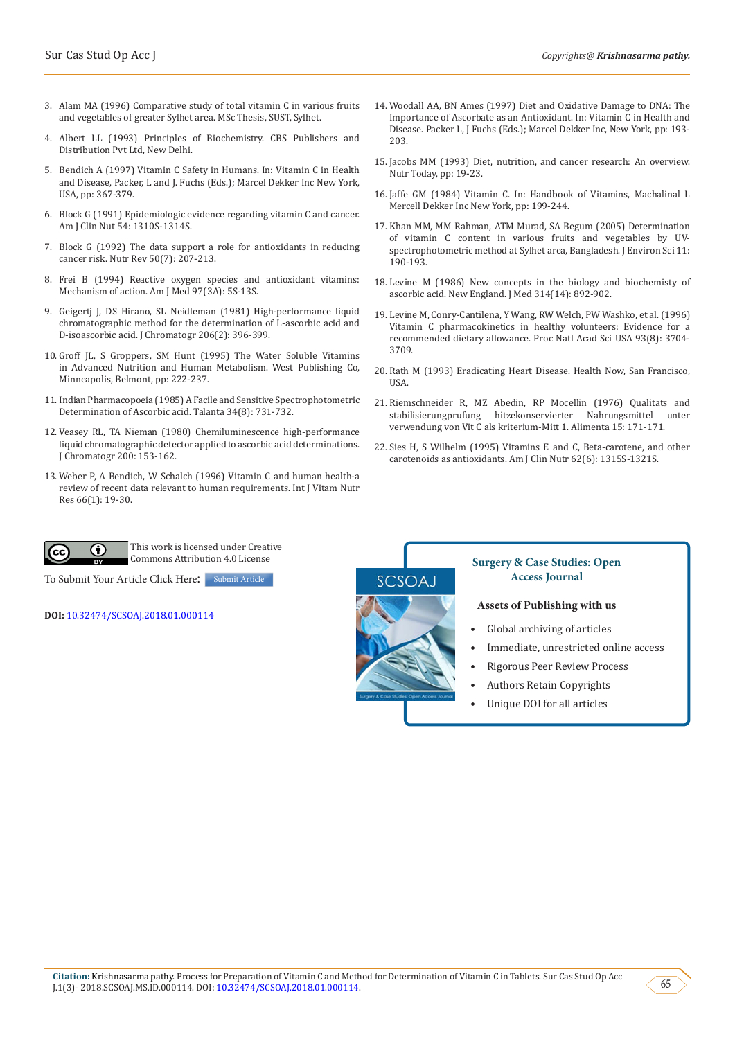3. Alam MA (1996) Comparative study of total vitamin C in various fruits and vegetables of greater Sylhet area. MSc Thesis, SUST, Sylhet.
4. Albert LL (1993) Principles of Biochemistry. CBS Publishers and Distribution Pvt Ltd, New Delhi.
5. Bendich A (1997) Vitamin C Safety in Humans. In: Vitamin C in Health and Disease, Packer, L and J. Fuchs (Eds.); Marcel Dekker Inc New York, USA, pp: 367-379.
6. Block G (1991) Epidemiologic evidence regarding vitamin C and cancer. Am J Clin Nut 54: 1310S-1314S.
7. Block G (1992) The data support a role for antioxidants in reducing cancer risk. Nutr Rev 50(7): 207-213.
8. Frei B (1994) Reactive oxygen species and antioxidant vitamins: Mechanism of action. Am J Med 97(3A): 5S-13S.
9. Geigertj J, DS Hirano, SL Neidleman (1981) High-performance liquid chromatographic method for the determination of L-ascorbic acid and D-isoascorbic acid. J Chromatogr 206(2): 396-399.
10. Groff JL, S Groppers, SM Hunt (1995) The Water Soluble Vitamins in Advanced Nutrition and Human Metabolism. West Publishing Co, Minneapolis, Belmont, pp: 222-237.
11. Indian Pharmacopoeia (1985) A Facile and Sensitive Spectrophotometric Determination of Ascorbic acid. Talanta 34(8): 731-732.
12. Veasey RL, TA Nieman (1980) Chemiluminescence high-performance liquid chromatographic detector applied to ascorbic acid determinations. J Chromatogr 200: 153-162.
13. Weber P, A Bendich, W Schalch (1996) Vitamin C and human health-a review of recent data relevant to human requirements. Int J Vitam Nutr Res 66(1): 19-30.
14. Woodall AA, BN Ames (1997) Diet and Oxidative Damage to DNA: The Importance of Ascorbate as an Antioxidant. In: Vitamin C in Health and Disease. Packer L, J Fuchs (Eds.); Marcel Dekker Inc, New York, pp: 193-203.
15. Jacobs MM (1993) Diet, nutrition, and cancer research: An overview. Nutr Today, pp: 19-23.
16. Jaffe GM (1984) Vitamin C. In: Handbook of Vitamins, Machalinal L Mercell Dekker Inc New York, pp: 199-244.
17. Khan MM, MM Rahman, ATM Murad, SA Begum (2005) Determination of vitamin C content in various fruits and vegetables by UV-spectrophotometric method at Sylhet area, Bangladesh. J Environ Sci 11: 190-193.
18. Levine M (1986) New concepts in the biology and biochemistry of ascorbic acid. New England. J Med 314(14): 892-902.
19. Levine M, Conry-Cantilena, Y Wang, RW Welch, PW Washko, et al. (1996) Vitamin C pharmacokinetics in healthy volunteers: Evidence for a recommended dietary allowance. Proc Natl Acad Sci USA 93(8): 3704-3709.
20. Rath M (1993) Eradicating Heart Disease. Health Now, San Francisco, USA.
21. Riemschneider R, MZ Abedin, RP Mocellin (1976) Qualitats and stabilisierungprufung hitzekonservierter Nahrungsmittel unter verwendung von Vit C als kriterium-Mitt 1. Alimenta 15: 171-171.
22. Sies H, S Wilhelm (1995) Vitamins E and C, Beta-carotene, and other carotenoids as antioxidants. Am J Clin Nutr 62(6): 1315S-1321S.

This work is licensed under Creative Commons Attribution 4.0 License

To Submit Your Article Click Here: Submit Article

**DOI:** 10.32474/SCSOAJ.2018.01.000114

**Surgery & Case Studies: Open Access Journal**

**Assets of Publishing with us**

- Global archiving of articles
- Immediate, unrestricted online access
- Rigorous Peer Review Process
- Authors Retain Copyrights
- Unique DOI for all articles

**Citation:** Krishnasarma pathy. Process for Preparation of Vitamin C and Method for Determination of Vitamin C in Tablets. Sur Cas Stud Op Acc J.1(3)- 2018.SCSOAJ.MS.ID.000114. DOI: 10.32474/SCSOAJ.2018.01.000114.